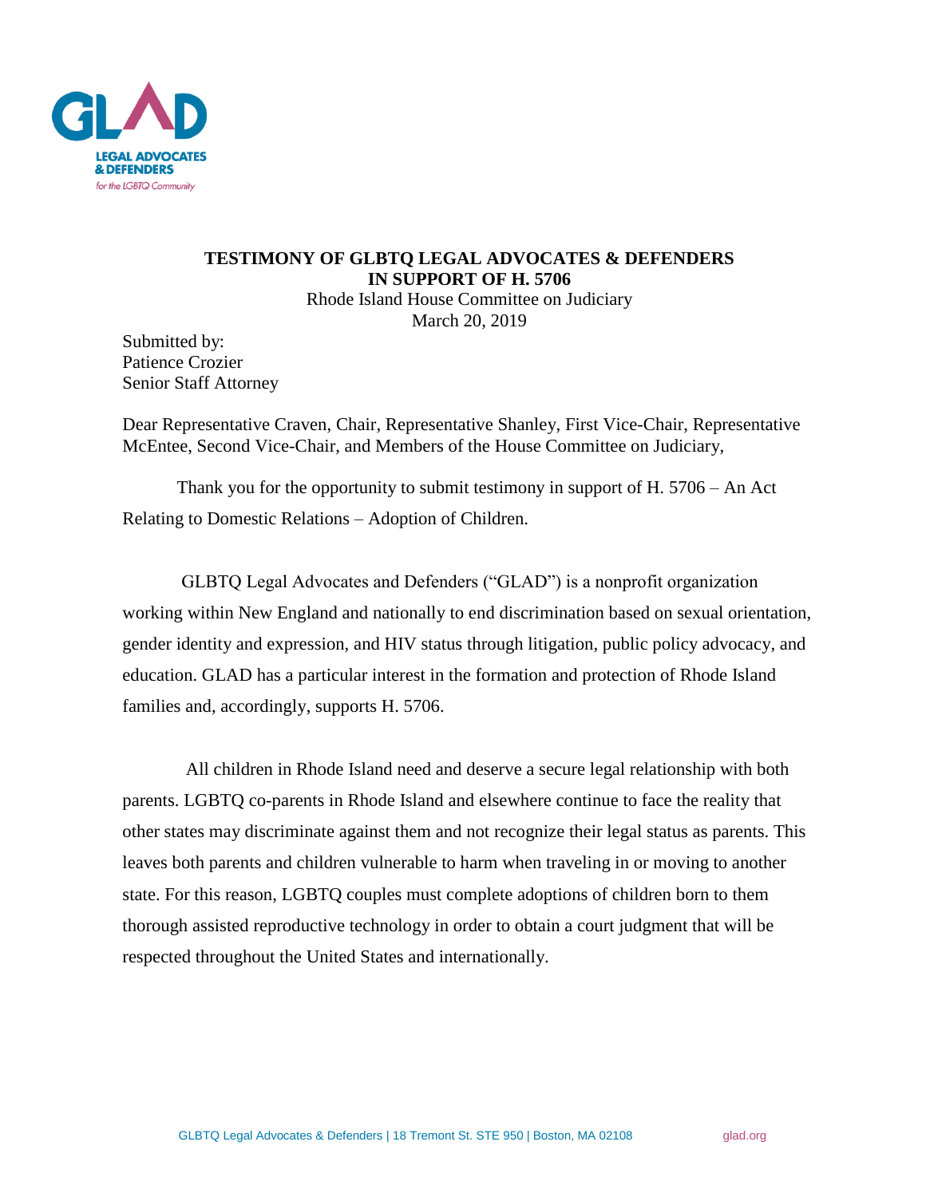GLAD

LEGAL ADVOCATES & DEFENDERS
*for the LGBTQ Community*

**TESTIMONY OF GLBTQ LEGAL ADVOCATES & DEFENDERS IN SUPPORT OF H. 5706**

Rhode Island House Committee on Judiciary
March 20, 2019

Submitted by:
Patience Crozier
Senior Staff Attorney

Dear Representative Craven, Chair, Representative Shanley, First Vice-Chair, Representative McEntee, Second Vice-Chair, and Members of the House Committee on Judiciary,

Thank you for the opportunity to submit testimony in support of H. 5706 – An Act Relating to Domestic Relations – Adoption of Children.

GLBTQ Legal Advocates and Defenders ("GLAD") is a nonprofit organization working within New England and nationally to end discrimination based on sexual orientation, gender identity and expression, and HIV status through litigation, public policy advocacy, and education. GLAD has a particular interest in the formation and protection of Rhode Island families and, accordingly, supports H. 5706.

All children in Rhode Island need and deserve a secure legal relationship with both parents. LGBTQ co-parents in Rhode Island and elsewhere continue to face the reality that other states may discriminate against them and not recognize their legal status as parents. This leaves both parents and children vulnerable to harm when traveling in or moving to another state. For this reason, LGBTQ couples must complete adoptions of children born to them thorough assisted reproductive technology in order to obtain a court judgment that will be respected throughout the United States and internationally.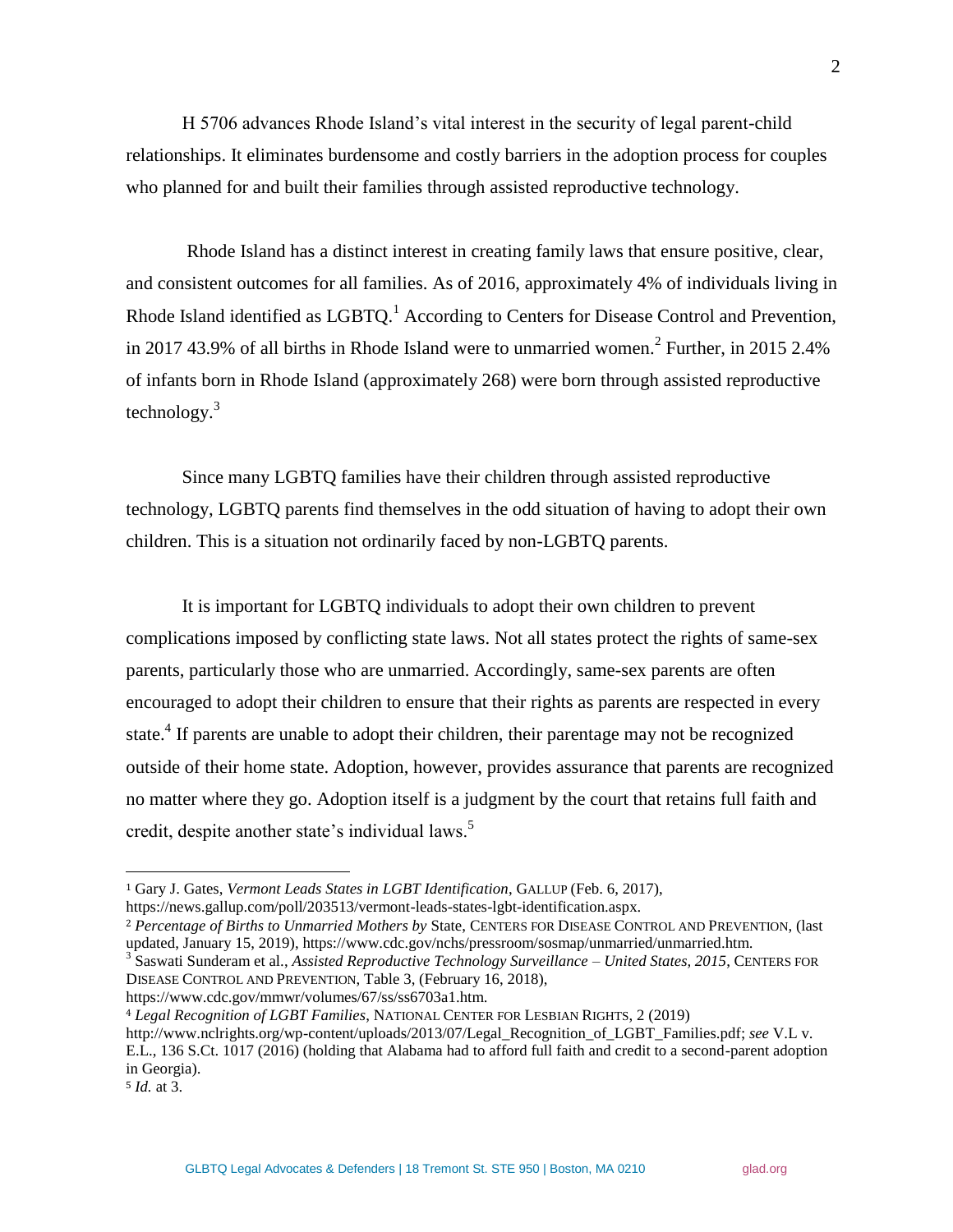H 5706 advances Rhode Island's vital interest in the security of legal parent-child relationships. It eliminates burdensome and costly barriers in the adoption process for couples who planned for and built their families through assisted reproductive technology.

Rhode Island has a distinct interest in creating family laws that ensure positive, clear, and consistent outcomes for all families. As of 2016, approximately 4% of individuals living in Rhode Island identified as LGBTQ.[1] According to Centers for Disease Control and Prevention, in 2017 43.9% of all births in Rhode Island were to unmarried women.[2] Further, in 2015 2.4% of infants born in Rhode Island (approximately 268) were born through assisted reproductive technology.[3]

Since many LGBTQ families have their children through assisted reproductive technology, LGBTQ parents find themselves in the odd situation of having to adopt their own children. This is a situation not ordinarily faced by non-LGBTQ parents.

It is important for LGBTQ individuals to adopt their own children to prevent complications imposed by conflicting state laws. Not all states protect the rights of same-sex parents, particularly those who are unmarried. Accordingly, same-sex parents are often encouraged to adopt their children to ensure that their rights as parents are respected in every state.[4] If parents are unable to adopt their children, their parentage may not be recognized outside of their home state. Adoption, however, provides assurance that parents are recognized no matter where they go. Adoption itself is a judgment by the court that retains full faith and credit, despite another state's individual laws.[5]

---

[1] Gary J. Gates, *Vermont Leads States in LGBT Identification*, GALLUP (Feb. 6, 2017), https://news.gallup.com/poll/203513/vermont-leads-states-lgbt-identification.aspx.

[2] *Percentage of Births to Unmarried Mothers by* State, CENTERS FOR DISEASE CONTROL AND PREVENTION, (last updated, January 15, 2019), https://www.cdc.gov/nchs/pressroom/sosmap/unmarried/unmarried.htm.

[3] Saswati Sunderam et al., *Assisted Reproductive Technology Surveillance – United States, 2015*, CENTERS FOR DISEASE CONTROL AND PREVENTION, Table 3, (February 16, 2018), https://www.cdc.gov/mmwr/volumes/67/ss/ss6703a1.htm.

[4] *Legal Recognition of LGBT Families*, NATIONAL CENTER FOR LESBIAN RIGHTS, 2 (2019) http://www.nclrights.org/wp-content/uploads/2013/07/Legal_Recognition_of_LGBT_Families.pdf; *see* V.L v. E.L., 136 S.Ct. 1017 (2016) (holding that Alabama had to afford full faith and credit to a second-parent adoption in Georgia).

[5] *Id.* at 3.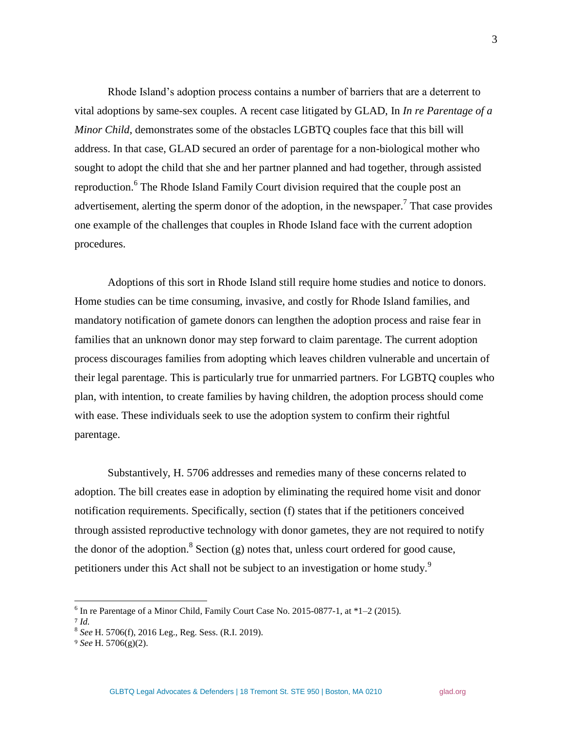Rhode Island's adoption process contains a number of barriers that are a deterrent to vital adoptions by same-sex couples. A recent case litigated by GLAD, In *In re Parentage of a Minor Child*, demonstrates some of the obstacles LGBTQ couples face that this bill will address. In that case, GLAD secured an order of parentage for a non-biological mother who sought to adopt the child that she and her partner planned and had together, through assisted reproduction.[6] The Rhode Island Family Court division required that the couple post an advertisement, alerting the sperm donor of the adoption, in the newspaper.[7] That case provides one example of the challenges that couples in Rhode Island face with the current adoption procedures.

Adoptions of this sort in Rhode Island still require home studies and notice to donors. Home studies can be time consuming, invasive, and costly for Rhode Island families, and mandatory notification of gamete donors can lengthen the adoption process and raise fear in families that an unknown donor may step forward to claim parentage. The current adoption process discourages families from adopting which leaves children vulnerable and uncertain of their legal parentage. This is particularly true for unmarried partners. For LGBTQ couples who plan, with intention, to create families by having children, the adoption process should come with ease. These individuals seek to use the adoption system to confirm their rightful parentage.

Substantively, H. 5706 addresses and remedies many of these concerns related to adoption. The bill creates ease in adoption by eliminating the required home visit and donor notification requirements. Specifically, section (f) states that if the petitioners conceived through assisted reproductive technology with donor gametes, they are not required to notify the donor of the adoption.[8] Section (g) notes that, unless court ordered for good cause, petitioners under this Act shall not be subject to an investigation or home study.[9]

---

[6] In re Parentage of a Minor Child, Family Court Case No. 2015-0877-1, at *1–2 (2015).

[7] *Id.*

[8] *See* H. 5706(f), 2016 Leg., Reg. Sess. (R.I. 2019).

[9] *See* H. 5706(g)(2).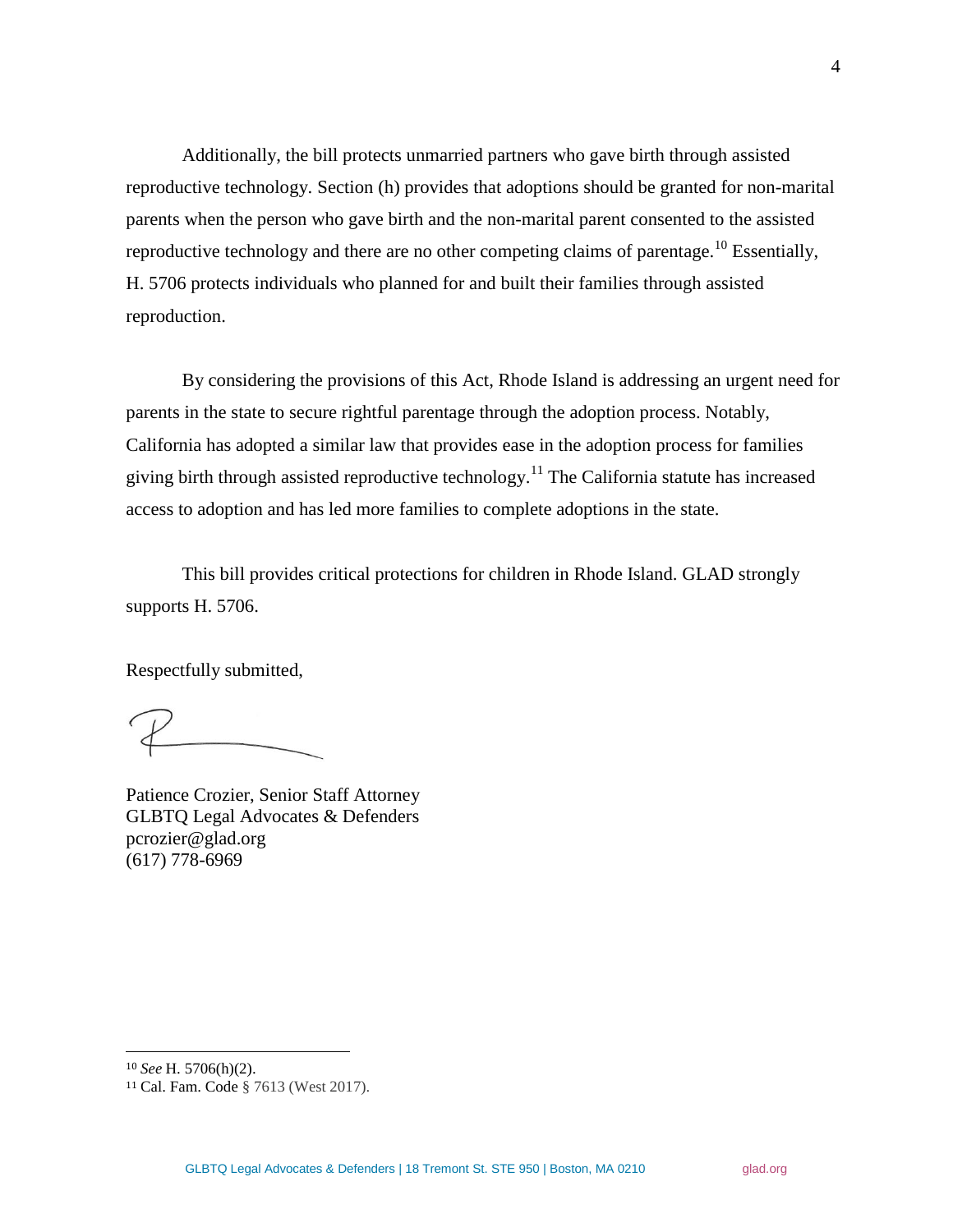Additionally, the bill protects unmarried partners who gave birth through assisted reproductive technology. Section (h) provides that adoptions should be granted for non-marital parents when the person who gave birth and the non-marital parent consented to the assisted reproductive technology and there are no other competing claims of parentage.[10] Essentially, H. 5706 protects individuals who planned for and built their families through assisted reproduction.

By considering the provisions of this Act, Rhode Island is addressing an urgent need for parents in the state to secure rightful parentage through the adoption process. Notably, California has adopted a similar law that provides ease in the adoption process for families giving birth through assisted reproductive technology.[11] The California statute has increased access to adoption and has led more families to complete adoptions in the state.

This bill provides critical protections for children in Rhode Island. GLAD strongly supports H. 5706.

Respectfully submitted,

Patience Crozier, Senior Staff Attorney
GLBTQ Legal Advocates & Defenders
pcrozier@glad.org
(617) 778-6969

---

[10] *See* H. 5706(h)(2).

[11] Cal. Fam. Code § 7613 (West 2017).

GLBTQ Legal Advocates & Defenders | 18 Tremont St. STE 950 | Boston, MA 0210 glad.org